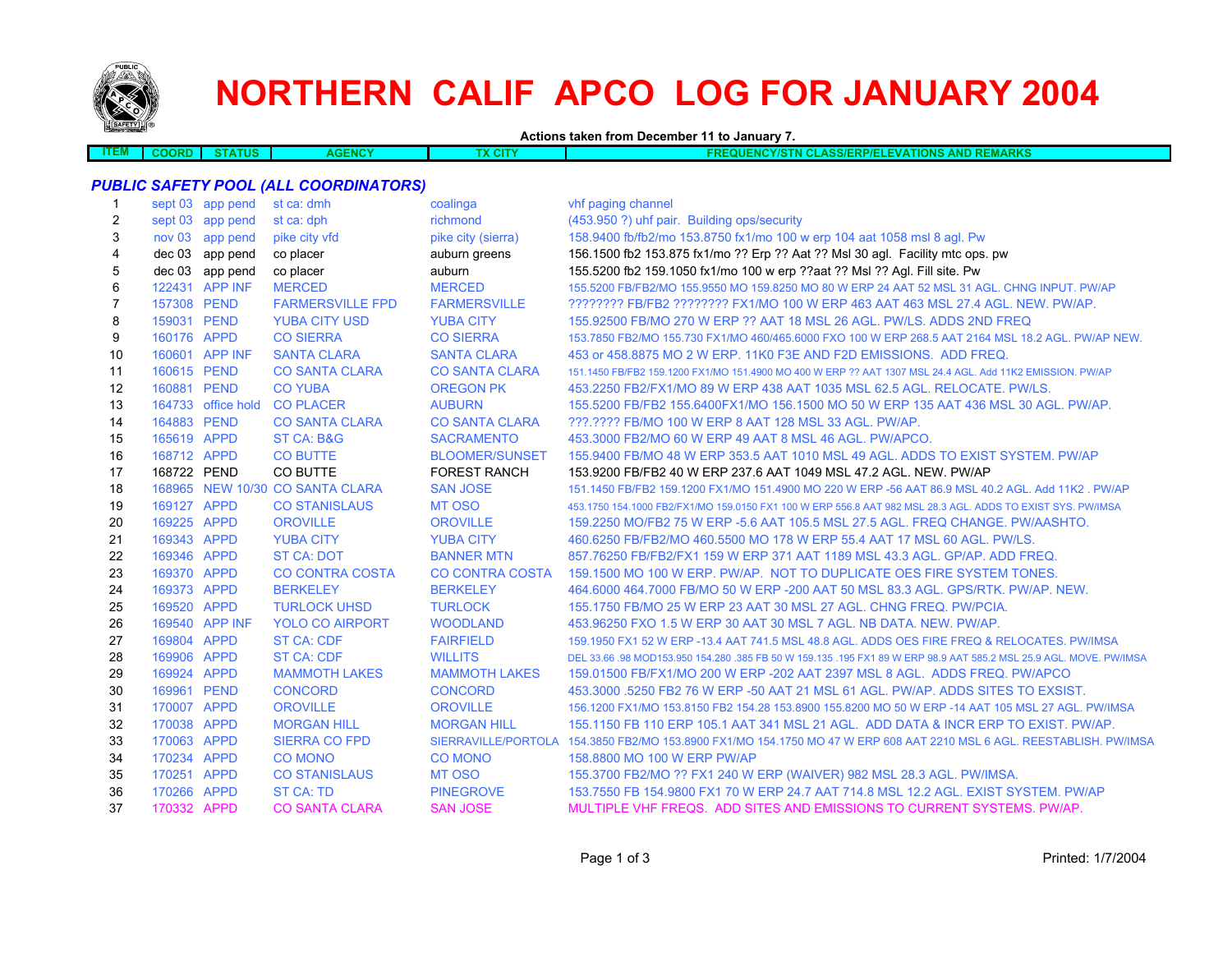# NORTHERN CALIF APCO LOG FOR JANUARY 2004

**Actions taken from December 11 to January 7.**

| ITEM | COORD | STATUS | AGENCY | TX CITY | FREQUENCY/STN CLASS/ERP/ELEVATIONS AND REMARKS |
|---|---|---|---|---|---|
| ***PUBLIC SAFETY POOL (ALL COORDINATORS)*** | | | | | |
| 1 | sept 03 | app pend | st ca: dmh | coalinga | vhf paging channel |
| 2 | sept 03 | app pend | st ca: dph | richmond | (453.950 ?) uhf pair. Building ops/security |
| 3 | nov 03 | app pend | pike city vfd | pike city (sierra) | 158.9400 fb/fb2/mo 153.8750 fx1/mo 100 w erp 104 aat 1058 msl 8 agl. Pw |
| 4 | dec 03 | app pend | co placer | auburn greens | 156.1500 fb2 153.875 fx1/mo ?? Erp ?? Aat ?? Msl 30 agl. Facility mtc ops. pw |
| 5 | dec 03 | app pend | co placer | auburn | 155.5200 fb2 159.1050 fx1/mo 100 w erp ??aat ?? Msl ?? Agl. Fill site. Pw |
| 6 | 122431 | APP INF | MERCED | MERCED | 155.5200 FB/FB2/MO 155.9550 MO 159.8250 MO 80 W ERP 24 AAT 52 MSL 31 AGL. CHNG INPUT. PW/AP |
| 7 | 157308 | PEND | FARMERSVILLE FPD | FARMERSVILLE | ???????? FB/FB2 ???????? FX1/MO 100 W ERP 463 AAT 463 MSL 27.4 AGL. NEW. PW/AP. |
| 8 | 159031 | PEND | YUBA CITY USD | YUBA CITY | 155.92500 FB/MO 270 W ERP ?? AAT 18 MSL 26 AGL. PW/LS. ADDS 2ND FREQ |
| 9 | 160176 | APPD | CO SIERRA | CO SIERRA | 153.7850 FB2/MO 155.730 FX1/MO 460/465.6000 FXO 100 W ERP 268.5 AAT 2164 MSL 18.2 AGL. PW/AP NEW. |
| 10 | 160601 | APP INF | SANTA CLARA | SANTA CLARA | 453 or 458.8875 MO 2 W ERP. 11K0 F3E AND F2D EMISSIONS. ADD FREQ. |
| 11 | 160615 | PEND | CO SANTA CLARA | CO SANTA CLARA | 151.1450 FB/FB2 159.1200 FX1/MO 151.4900 MO 400 W ERP ?? AAT 1307 MSL 24.4 AGL. Add 11K2 EMISSION. PW/AP |
| 12 | 160881 | PEND | CO YUBA | OREGON PK | 453.2250 FB2/FX1/MO 89 W ERP 438 AAT 1035 MSL 62.5 AGL. RELOCATE. PW/LS. |
| 13 | 164733 | office hold | CO PLACER | AUBURN | 155.5200 FB/FB2 155.6400FX1/MO 156.1500 MO 50 W ERP 135 AAT 436 MSL 30 AGL. PW/AP. |
| 14 | 164883 | PEND | CO SANTA CLARA | CO SANTA CLARA | ???.???? FB/MO 100 W ERP 8 AAT 128 MSL 33 AGL. PW/AP. |
| 15 | 165619 | APPD | ST CA: B&G | SACRAMENTO | 453.3000 FB2/MO 60 W ERP 49 AAT 8 MSL 46 AGL. PW/APCO. |
| 16 | 168712 | APPD | CO BUTTE | BLOOMER/SUNSET | 155.9400 FB/MO 48 W ERP 353.5 AAT 1010 MSL 49 AGL. ADDS TO EXIST SYSTEM. PW/AP |
| 17 | 168722 | PEND | CO BUTTE | FOREST RANCH | 153.9200 FB/FB2 40 W ERP 237.6 AAT 1049 MSL 47.2 AGL. NEW. PW/AP |
| 18 | 168965 | NEW 10/30 | CO SANTA CLARA | SAN JOSE | 151.1450 FB/FB2 159.1200 FX1/MO 151.4900 MO 220 W ERP -56 AAT 86.9 MSL 40.2 AGL. Add 11K2 . PW/AP |
| 19 | 169127 | APPD | CO STANISLAUS | MT OSO | 453.1750 154.1000 FB2/FX1/MO 159.0150 FX1 100 W ERP 556.8 AAT 982 MSL 28.3 AGL. ADDS TO EXIST SYS. PW/IMSA |
| 20 | 169225 | APPD | OROVILLE | OROVILLE | 159.2250 MO/FB2 75 W ERP -5.6 AAT 105.5 MSL 27.5 AGL. FREQ CHANGE. PW/AASHTO. |
| 21 | 169343 | APPD | YUBA CITY | YUBA CITY | 460.6250 FB/FB2/MO 460.5500 MO 178 W ERP 55.4 AAT 17 MSL 60 AGL. PW/LS. |
| 22 | 169346 | APPD | ST CA: DOT | BANNER MTN | 857.76250 FB/FB2/FX1 159 W ERP 371 AAT 1189 MSL 43.3 AGL. GP/AP. ADD FREQ. |
| 23 | 169370 | APPD | CO CONTRA COSTA | CO CONTRA COSTA | 159.1500 MO 100 W ERP. PW/AP. NOT TO DUPLICATE OES FIRE SYSTEM TONES. |
| 24 | 169373 | APPD | BERKELEY | BERKELEY | 464.6000 464.7000 FB/MO 50 W ERP -200 AAT 50 MSL 83.3 AGL. GPS/RTK. PW/AP. NEW. |
| 25 | 169520 | APPD | TURLOCK UHSD | TURLOCK | 155.1750 FB/MO 25 W ERP 23 AAT 30 MSL 27 AGL. CHNG FREQ. PW/PCIA. |
| 26 | 169540 | APP INF | YOLO CO AIRPORT | WOODLAND | 453.96250 FXO 1.5 W ERP 30 AAT 30 MSL 7 AGL. NB DATA. NEW. PW/AP. |
| 27 | 169804 | APPD | ST CA: CDF | FAIRFIELD | 159.1950 FX1 52 W ERP -13.4 AAT 741.5 MSL 48.8 AGL. ADDS OES FIRE FREQ & RELOCATES. PW/IMSA |
| 28 | 169906 | APPD | ST CA: CDF | WILLITS | DEL 33.66 .98 MOD153.950 154.280 .385 FB 50 W 159.135 .195 FX1 89 W ERP 98.9 AAT 585.2 MSL 25.9 AGL. MOVE. PW/IMSA |
| 29 | 169924 | APPD | MAMMOTH LAKES | MAMMOTH LAKES | 159.01500 FB/FX1/MO 200 W ERP -202 AAT 2397 MSL 8 AGL. ADDS FREQ. PW/APCO |
| 30 | 169961 | PEND | CONCORD | CONCORD | 453.3000 .5250 FB2 76 W ERP -50 AAT 21 MSL 61 AGL. PW/AP. ADDS SITES TO EXSIST. |
| 31 | 170007 | APPD | OROVILLE | OROVILLE | 156.1200 FX1/MO 153.8150 FB2 154.28 153.8900 155.8200 MO 50 W ERP -14 AAT 105 MSL 27 AGL. PW/IMSA |
| 32 | 170038 | APPD | MORGAN HILL | MORGAN HILL | 155.1150 FB 110 ERP 105.1 AAT 341 MSL 21 AGL. ADD DATA & INCR ERP TO EXIST. PW/AP. |
| 33 | 170063 | APPD | SIERRA CO FPD | SIERRAVILLE/PORTOLA | 154.3850 FB2/MO 153.8900 FX1/MO 154.1750 MO 47 W ERP 608 AAT 2210 MSL 6 AGL. REESTABLISH. PW/IMSA |
| 34 | 170234 | APPD | CO MONO | CO MONO | 158.8800 MO 100 W ERP PW/AP |
| 35 | 170251 | APPD | CO STANISLAUS | MT OSO | 155.3700 FB2/MO ?? FX1 240 W ERP (WAIVER) 982 MSL 28.3 AGL. PW/IMSA. |
| 36 | 170266 | APPD | ST CA: TD | PINEGROVE | 153.7550 FB 154.9800 FX1 70 W ERP 24.7 AAT 714.8 MSL 12.2 AGL. EXIST SYSTEM. PW/AP |
| 37 | 170332 | APPD | CO SANTA CLARA | SAN JOSE | MULTIPLE VHF FREQS. ADD SITES AND EMISSIONS TO CURRENT SYSTEMS. PW/AP. |

Printed: 1/7/2004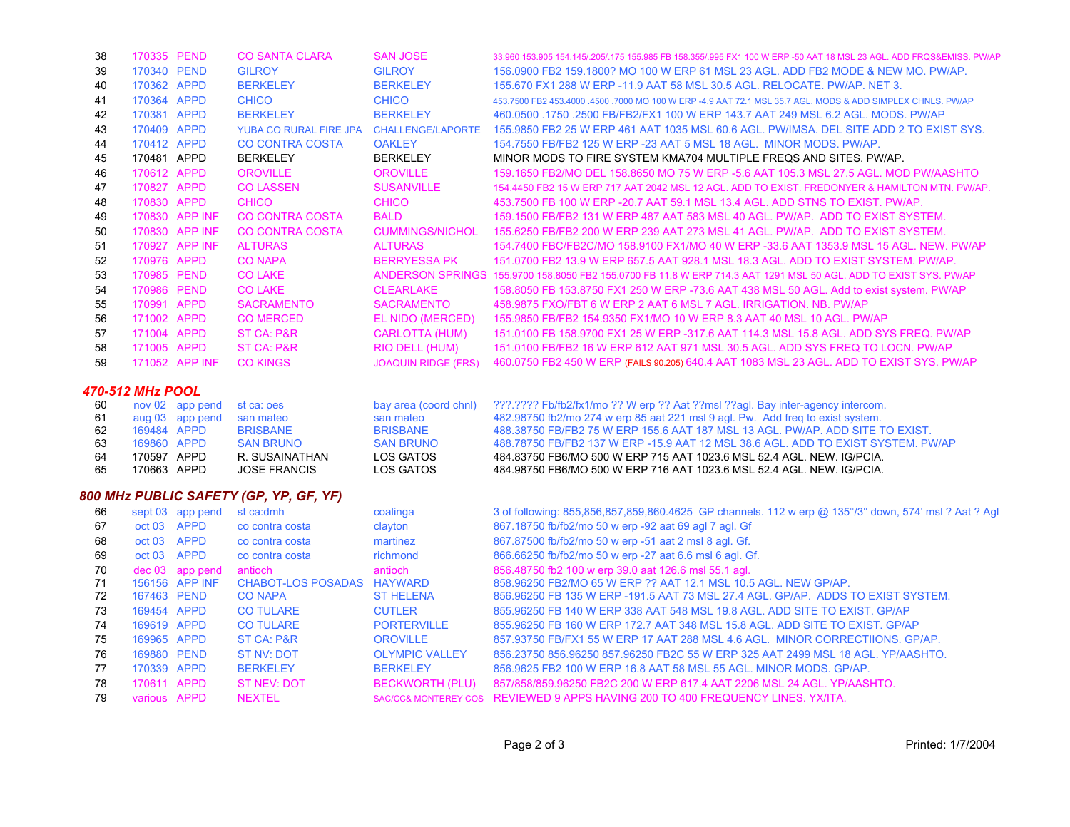| # | ID | Status | Applicant | Location | Details |
|---|---|---|---|---|---|
| 38 | 170335 | PEND | CO SANTA CLARA | SAN JOSE | 33.960 153.905 154.145/.205/.175 155.985 FB 158.355/.995 FX1 100 W ERP -50 AAT 18 MSL 23 AGL. ADD FRQS&EMISS. PW/AP |
| 39 | 170340 | PEND | GILROY | GILROY | 156.0900 FB2 159.1800? MO 100 W ERP 61 MSL 23 AGL. ADD FB2 MODE & NEW MO. PW/AP. |
| 40 | 170362 | APPD | BERKELEY | BERKELEY | 155.670 FX1 288 W ERP -11.9 AAT 58 MSL 30.5 AGL. RELOCATE. PW/AP. NET 3. |
| 41 | 170364 | APPD | CHICO | CHICO | 453.7500 FB2 453.4000 .4500 .7000 MO 100 W ERP -4.9 AAT 72.1 MSL 35.7 AGL. MODS & ADD SIMPLEX CHNLS. PW/AP |
| 42 | 170381 | APPD | BERKELEY | BERKELEY | 460.0500 .1750 .2500 FB/FB2/FX1 100 W ERP 143.7 AAT 249 MSL 6.2 AGL. MODS. PW/AP |
| 43 | 170409 | APPD | YUBA CO RURAL FIRE JPA | CHALLENGE/LAPORTE | 155.9850 FB2 25 W ERP 461 AAT 1035 MSL 60.6 AGL. PW/IMSA. DEL SITE ADD 2 TO EXIST SYS. |
| 44 | 170412 | APPD | CO CONTRA COSTA | OAKLEY | 154.7550 FB/FB2 125 W ERP -23 AAT 5 MSL 18 AGL. MINOR MODS. PW/AP. |
| 45 | 170481 | APPD | BERKELEY | BERKELEY | MINOR MODS TO FIRE SYSTEM KMA704 MULTIPLE FREQS AND SITES. PW/AP. |
| 46 | 170612 | APPD | OROVILLE | OROVILLE | 159.1650 FB2/MO DEL 158.8650 MO 75 W ERP -5.6 AAT 105.3 MSL 27.5 AGL. MOD PW/AASHTO |
| 47 | 170827 | APPD | CO LASSEN | SUSANVILLE | 154.4450 FB2 15 W ERP 717 AAT 2042 MSL 12 AGL. ADD TO EXIST. FREDONYER & HAMILTON MTN. PW/AP. |
| 48 | 170830 | APPD | CHICO | CHICO | 453.7500 FB 100 W ERP -20.7 AAT 59.1 MSL 13.4 AGL. ADD STNS TO EXIST. PW/AP. |
| 49 | 170830 | APP INF | CO CONTRA COSTA | BALD | 159.1500 FB/FB2 131 W ERP 487 AAT 583 MSL 40 AGL. PW/AP. ADD TO EXIST SYSTEM. |
| 50 | 170830 | APP INF | CO CONTRA COSTA | CUMMINGS/NICHOL | 155.6250 FB/FB2 200 W ERP 239 AAT 273 MSL 41 AGL. PW/AP. ADD TO EXIST SYSTEM. |
| 51 | 170927 | APP INF | ALTURAS | ALTURAS | 154.7400 FBC/FB2C/MO 158.9100 FX1/MO 40 W ERP -33.6 AAT 1353.9 MSL 15 AGL. NEW. PW/AP |
| 52 | 170976 | APPD | CO NAPA | BERRYESSA PK | 151.0700 FB2 13.9 W ERP 657.5 AAT 928.1 MSL 18.3 AGL. ADD TO EXIST SYSTEM. PW/AP. |
| 53 | 170985 | PEND | CO LAKE | ANDERSON SPRINGS | 155.9700 158.8050 FB2 155.0700 FB 11.8 W ERP 714.3 AAT 1291 MSL 50 AGL. ADD TO EXIST SYS. PW/AP |
| 54 | 170986 | PEND | CO LAKE | CLEARLAKE | 158.8050 FB 153.8750 FX1 250 W ERP -73.6 AAT 438 MSL 50 AGL. Add to exist system. PW/AP |
| 55 | 170991 | APPD | SACRAMENTO | SACRAMENTO | 458.9875 FXO/FBT 6 W ERP 2 AAT 6 MSL 7 AGL. IRRIGATION. NB. PW/AP |
| 56 | 171002 | APPD | CO MERCED | EL NIDO (MERCED) | 155.9850 FB/FB2 154.9350 FX1/MO 10 W ERP 8.3 AAT 40 MSL 10 AGL. PW/AP |
| 57 | 171004 | APPD | ST CA: P&R | CARLOTTA (HUM) | 151.0100 FB 158.9700 FX1 25 W ERP -317.6 AAT 114.3 MSL 15.8 AGL. ADD SYS FREQ. PW/AP |
| 58 | 171005 | APPD | ST CA: P&R | RIO DELL (HUM) | 151.0100 FB/FB2 16 W ERP 612 AAT 971 MSL 30.5 AGL. ADD SYS FREQ TO LOCN. PW/AP |
| 59 | 171052 | APP INF | CO KINGS | JOAQUIN RIDGE (FRS) | 460.0750 FB2 450 W ERP (FAILS 90.205) 640.4 AAT 1083 MSL 23 AGL. ADD TO EXIST SYS. PW/AP |

### *470-512 MHz POOL*

| # | ID | Status | Applicant | Location | Details |
|---|---|---|---|---|---|
| 60 | nov 02 | app pend | st ca: oes | bay area (coord chnl) | ???.???? Fb/fb2/fx1/mo ?? W erp ?? Aat ??msl ??agl. Bay inter-agency intercom. |
| 61 | aug 03 | app pend | san mateo | san mateo | 482.98750 fb2/mo 274 w erp 85 aat 221 msl 9 agl. Pw. Add freq to exist system. |
| 62 | 169484 | APPD | BRISBANE | BRISBANE | 488.38750 FB/FB2 75 W ERP 155.6 AAT 187 MSL 13 AGL. PW/AP. ADD SITE TO EXIST. |
| 63 | 169860 | APPD | SAN BRUNO | SAN BRUNO | 488.78750 FB/FB2 137 W ERP -15.9 AAT 12 MSL 38.6 AGL. ADD TO EXIST SYSTEM. PW/AP |
| 64 | 170597 | APPD | R. SUSAINATHAN | LOS GATOS | 484.83750 FB6/MO 500 W ERP 715 AAT 1023.6 MSL 52.4 AGL. NEW. IG/PCIA. |
| 65 | 170663 | APPD | JOSE FRANCIS | LOS GATOS | 484.98750 FB6/MO 500 W ERP 716 AAT 1023.6 MSL 52.4 AGL. NEW. IG/PCIA. |

### *800 MHz PUBLIC SAFETY (GP, YP, GF, YF)*

| # | ID | Status | Applicant | Location | Details |
|---|---|---|---|---|---|
| 66 | sept 03 | app pend | st ca:dmh | coalinga | 3 of following: 855,856,857,859,860.4625 GP channels. 112 w erp @ 135°/3° down, 574' msl ? Aat ? Agl |
| 67 | oct 03 | APPD | co contra costa | clayton | 867.18750 fb/fb2/mo 50 w erp -92 aat 69 agl 7 agl. Gf |
| 68 | oct 03 | APPD | co contra costa | martinez | 867.87500 fb/fb2/mo 50 w erp -51 aat 2 msl 8 agl. Gf. |
| 69 | oct 03 | APPD | co contra costa | richmond | 866.66250 fb/fb2/mo 50 w erp -27 aat 6.6 msl 6 agl. Gf. |
| 70 | dec 03 | app pend | antioch | antioch | 856.48750 fb2 100 w erp 39.0 aat 126.6 msl 55.1 agl. |
| 71 | 156156 | APP INF | CHABOT-LOS POSADAS | HAYWARD | 858.96250 FB2/MO 65 W ERP ?? AAT 12.1 MSL 10.5 AGL. NEW GP/AP. |
| 72 | 167463 | PEND | CO NAPA | ST HELENA | 856.96250 FB 135 W ERP -191.5 AAT 73 MSL 27.4 AGL. GP/AP. ADDS TO EXIST SYSTEM. |
| 73 | 169454 | APPD | CO TULARE | CUTLER | 855.96250 FB 140 W ERP 338 AAT 548 MSL 19.8 AGL. ADD SITE TO EXIST. GP/AP |
| 74 | 169619 | APPD | CO TULARE | PORTERVILLE | 855.96250 FB 160 W ERP 172.7 AAT 348 MSL 15.8 AGL. ADD SITE TO EXIST. GP/AP |
| 75 | 169965 | APPD | ST CA: P&R | OROVILLE | 857.93750 FB/FX1 55 W ERP 17 AAT 288 MSL 4.6 AGL. MINOR CORRECTIIONS. GP/AP. |
| 76 | 169880 | PEND | ST NV: DOT | OLYMPIC VALLEY | 856.23750 856.96250 857.96250 FB2C 55 W ERP 325 AAT 2499 MSL 18 AGL. YP/AASHTO. |
| 77 | 170339 | APPD | BERKELEY | BERKELEY | 856.9625 FB2 100 W ERP 16.8 AAT 58 MSL 55 AGL. MINOR MODS. GP/AP. |
| 78 | 170611 | APPD | ST NEV: DOT | BECKWORTH (PLU) | 857/858/859.96250 FB2C 200 W ERP 617.4 AAT 2206 MSL 24 AGL. YP/AASHTO. |
| 79 | various | APPD | NEXTEL | SAC/CC& MONTEREY COS | REVIEWED 9 APPS HAVING 200 TO 400 FREQUENCY LINES. YX/ITA. |

Printed: 1/7/2004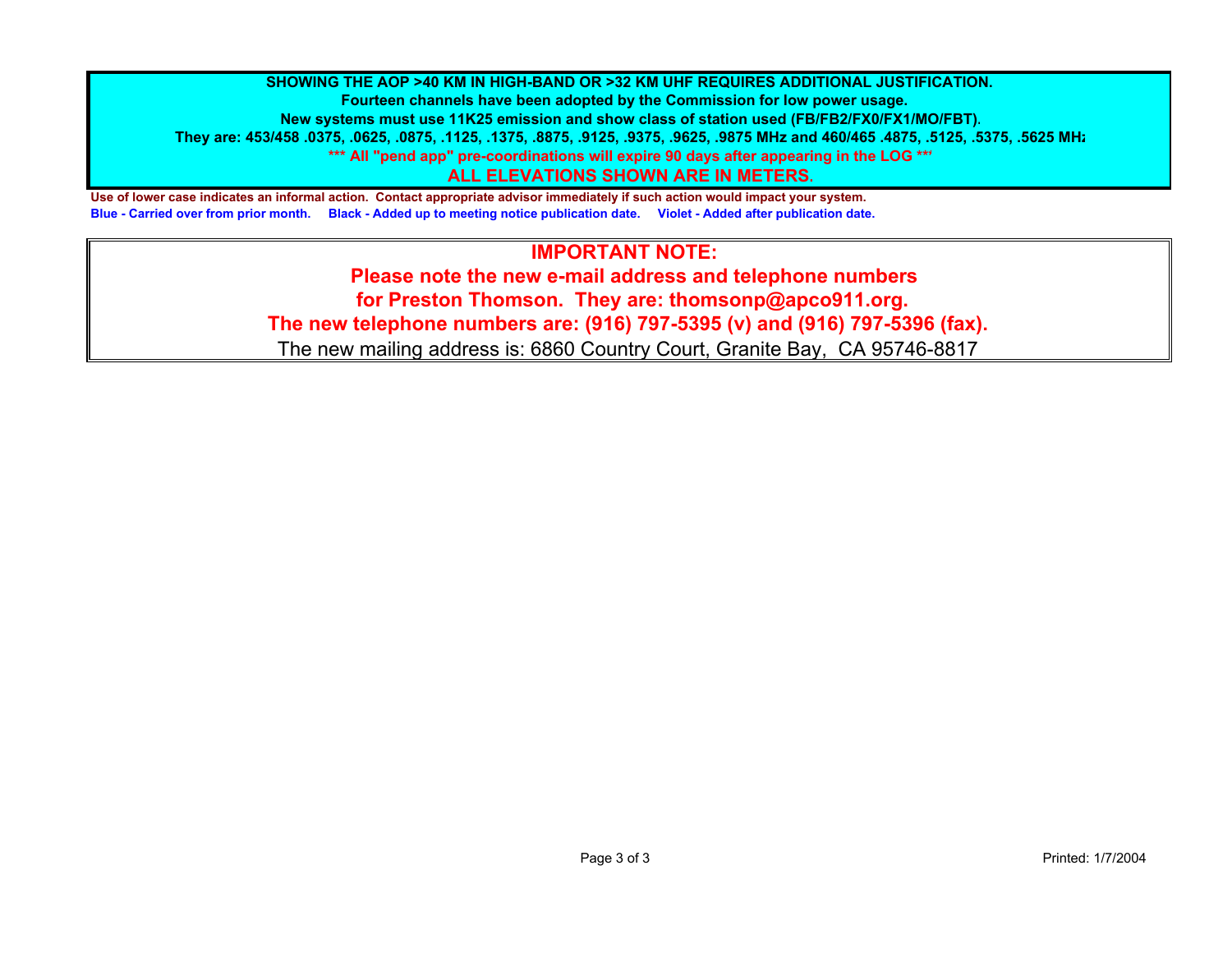**SHOWING THE AOP >40 KM IN HIGH-BAND OR >32 KM UHF REQUIRES ADDITIONAL JUSTIFICATION.**
**Fourteen channels have been adopted by the Commission for low power usage.**
**New systems must use 11K25 emission and show class of station used (FB/FB2/FX0/FX1/MO/FBT).**
**They are: 453/458 .0375, .0625, .0875, .1125, .1375, .8875, .9125, .9375, .9625, .9875 MHz and 460/465 .4875, .5125, .5375, .5625 MHz**
**\*\*\* All "pend app" pre-coordinations will expire 90 days after appearing in the LOG \*\*\***
**ALL ELEVATIONS SHOWN ARE IN METERS.**

**Use of lower case indicates an informal action. Contact appropriate advisor immediately if such action would impact your system.**
**Blue - Carried over from prior month. Black - Added up to meeting notice publication date. Violet - Added after publication date.**

## IMPORTANT NOTE:

**Please note the new e-mail address and telephone numbers for Preston Thomson. They are: thomsonp@apco911.org.**
**The new telephone numbers are: (916) 797-5395 (v) and (916) 797-5396 (fax).**
The new mailing address is: 6860 Country Court, Granite Bay, CA 95746-8817

Printed: 1/7/2004